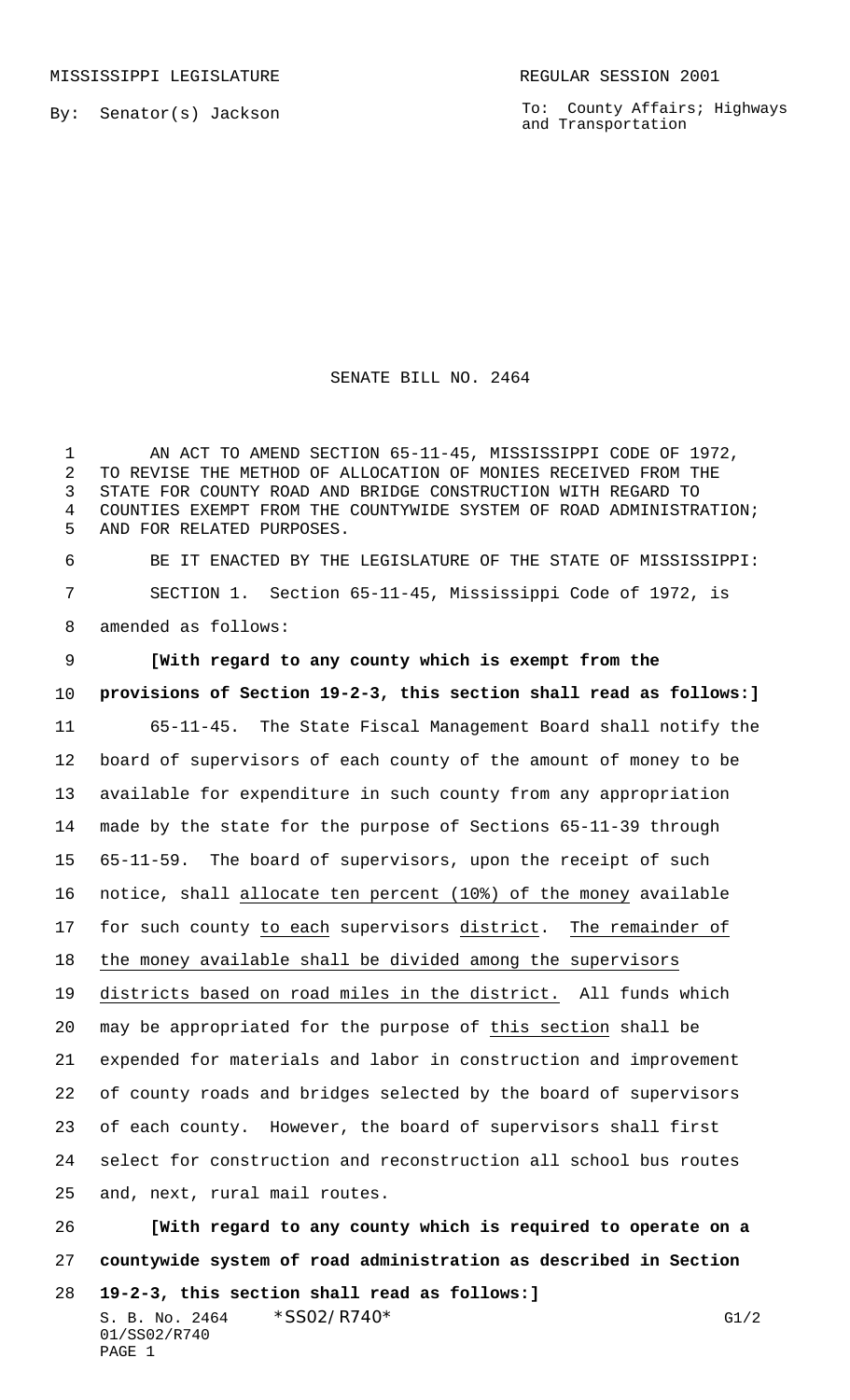MISSISSIPPI LEGISLATURE REGULAR SESSION 2001

By: Senator(s) Jackson

To: County Affairs; Highways and Transportation

# SENATE BILL NO. 2464

AN ACT TO AMEND SECTION 65-11-45, MISSISSIPPI CODE OF 1972, TO REVISE THE METHOD OF ALLOCATION OF MONIES RECEIVED FROM THE STATE FOR COUNTY ROAD AND BRIDGE CONSTRUCTION WITH REGARD TO COUNTIES EXEMPT FROM THE COUNTYWIDE SYSTEM OF ROAD ADMINISTRATION; AND FOR RELATED PURPOSES.

BE IT ENACTED BY THE LEGISLATURE OF THE STATE OF MISSISSIPPI:

SECTION 1. Section 65-11-45, Mississippi Code of 1972, is amended as follows:

**[With regard to any county which is exempt from the provisions of Section 19-2-3, this section shall read as follows:]**

65-11-45. The State Fiscal Management Board shall notify the board of supervisors of each county of the amount of money to be available for expenditure in such county from any appropriation made by the state for the purpose of Sections 65-11-39 through 65-11-59. The board of supervisors, upon the receipt of such notice, shall <u>allocate ten percent (10%) of the money</u> available for such county <u>to each</u> supervisors <u>district</u>. <u>The remainder of the money available shall be divided among the supervisors districts based on road miles in the district.</u> All funds which may be appropriated for the purpose of <u>this section</u> shall be expended for materials and labor in construction and improvement of county roads and bridges selected by the board of supervisors of each county. However, the board of supervisors shall first select for construction and reconstruction all school bus routes and, next, rural mail routes.

**[With regard to any county which is required to operate on a countywide system of road administration as described in Section 19-2-3, this section shall read as follows:]**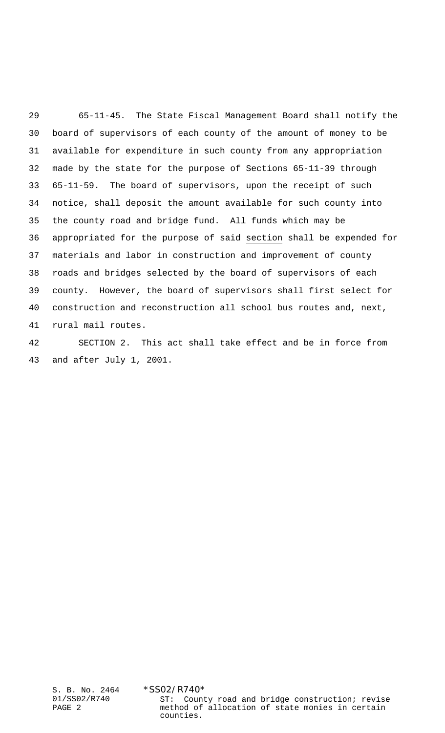65-11-45. The State Fiscal Management Board shall notify the board of supervisors of each county of the amount of money to be available for expenditure in such county from any appropriation made by the state for the purpose of Sections 65-11-39 through 65-11-59. The board of supervisors, upon the receipt of such notice, shall deposit the amount available for such county into the county road and bridge fund. All funds which may be appropriated for the purpose of said section shall be expended for materials and labor in construction and improvement of county roads and bridges selected by the board of supervisors of each county. However, the board of supervisors shall first select for construction and reconstruction all school bus routes and, next, rural mail routes.

SECTION 2. This act shall take effect and be in force from and after July 1, 2001.

S. B. No. 2464 *SS02/R740*
01/SS02/R740
ST: County road and bridge construction; revise method of allocation of state monies in certain counties.